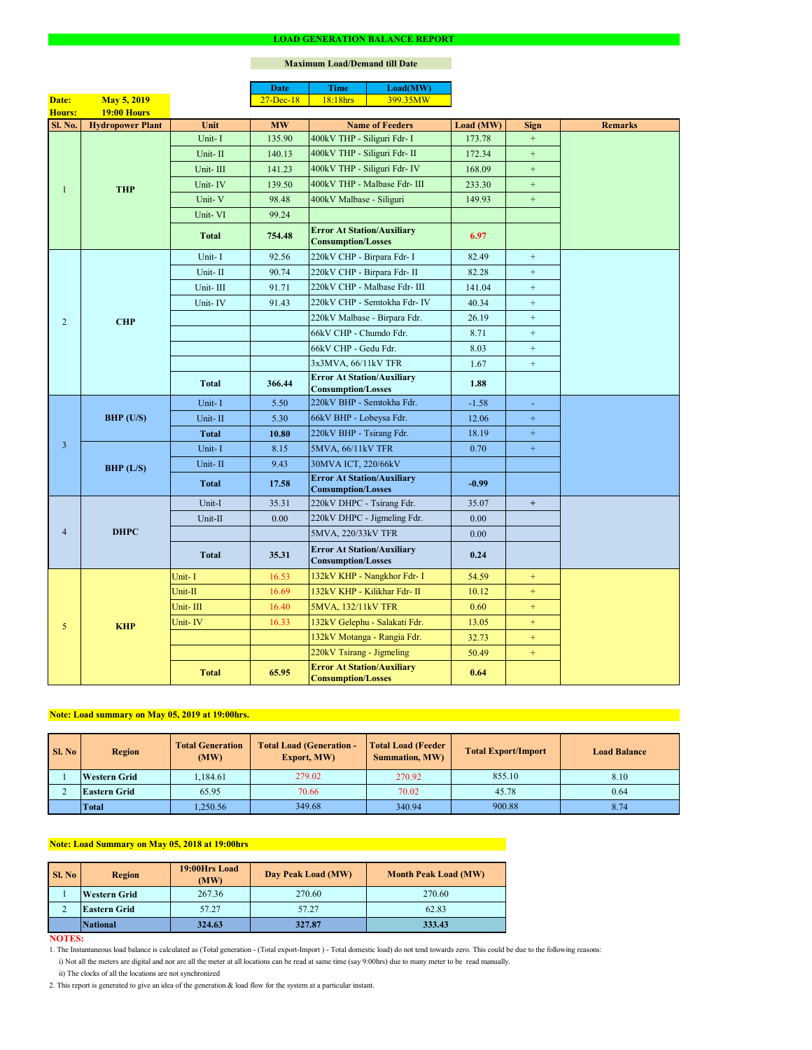# LOAD GENERATION BALANCE REPORT

**Maximum Load/Demand till Date**

| Date | Time | Load(MW) |
|---|---|---|
| 27-Dec-18 | 18:18hrs | 399.35MW |

**Date:** May 5, 2019
**Hours:** 19:00 Hours

| Sl. No. | Hydropower Plant | Unit | MW | Name of Feeders | Load (MW) | Sign | Remarks |
|---|---|---|---|---|---|---|---|
| 1 | THP | Unit- I | 135.90 | 400kV THP - Siliguri Fdr- I | 173.78 | + | |
| | | Unit- II | 140.13 | 400kV THP - Siliguri Fdr- II | 172.34 | + | |
| | | Unit- III | 141.23 | 400kV THP - Siliguri Fdr- IV | 168.09 | + | |
| | | Unit- IV | 139.50 | 400kV THP - Malbase Fdr- III | 233.30 | + | |
| | | Unit- V | 98.48 | 400kV Malbase - Siliguri | 149.93 | + | |
| | | Unit- VI | 99.24 | | | | |
| | | **Total** | **754.48** | **Error At Station/Auxiliary Consumption/Losses** | **6.97** | | |
| 2 | CHP | Unit- I | 92.56 | 220kV CHP - Birpara Fdr- I | 82.49 | + | |
| | | Unit- II | 90.74 | 220kV CHP - Birpara Fdr- II | 82.28 | + | |
| | | Unit- III | 91.71 | 220kV CHP - Malbase Fdr- III | 141.04 | + | |
| | | Unit- IV | 91.43 | 220kV CHP - Semtokha Fdr- IV | 40.34 | + | |
| | | | | 220kV Malbase - Birpara Fdr. | 26.19 | + | |
| | | | | 66kV CHP - Chumdo Fdr. | 8.71 | + | |
| | | | | 66kV CHP - Gedu Fdr. | 8.03 | + | |
| | | | | 3x3MVA, 66/11kV TFR | 1.67 | + | |
| | | **Total** | **366.44** | **Error At Station/Auxiliary Consumption/Losses** | **1.88** | | |
| 3 | BHP (U/S) | Unit- I | 5.50 | 220kV BHP - Semtokha Fdr. | -1.58 | - | |
| | | Unit- II | 5.30 | 66kV BHP - Lobeysa Fdr. | 12.06 | + | |
| | | **Total** | **10.80** | 220kV BHP - Tsirang Fdr. | 18.19 | + | |
| | BHP (L/S) | Unit- I | 8.15 | 5MVA, 66/11kV TFR | 0.70 | + | |
| | | Unit- II | 9.43 | 30MVA ICT, 220/66kV | | | |
| | | **Total** | **17.58** | **Error At Station/Auxiliary Consumption/Losses** | **-0.99** | | |
| 4 | DHPC | Unit-I | 35.31 | 220kV DHPC - Tsirang Fdr. | 35.07 | + | |
| | | Unit-II | 0.00 | 220kV DHPC - Jigmeling Fdr. | 0.00 | | |
| | | | | 5MVA, 220/33kV TFR | 0.00 | | |
| | | **Total** | **35.31** | **Error At Station/Auxiliary Consumption/Losses** | **0.24** | | |
| 5 | KHP | Unit- I | 16.53 | 132kV KHP - Nangkhor Fdr- I | 54.59 | + | |
| | | Unit-II | 16.69 | 132kV KHP - Kilikhar Fdr- II | 10.12 | + | |
| | | Unit- III | 16.40 | 5MVA, 132/11kV TFR | 0.60 | + | |
| | | Unit- IV | 16.33 | 132kV Gelephu - Salakati Fdr. | 13.05 | + | |
| | | | | 132kV Motanga - Rangia Fdr. | 32.73 | + | |
| | | | | 220kV Tsirang - Jigmeling | 50.49 | + | |
| | | **Total** | **65.95** | **Error At Station/Auxiliary Consumption/Losses** | **0.64** | | |

**Note: Load summary on May 05, 2019 at 19:00hrs.**

| Sl. No | Region | Total Generation (MW) | Total Load (Generation - Export, MW) | Total Load (Feeder Summation, MW) | Total Export/Import | Load Balance |
|---|---|---|---|---|---|---|
| 1 | Western Grid | 1,184.61 | 279.02 | 270.92 | 855.10 | 8.10 |
| 2 | Eastern Grid | 65.95 | 70.66 | 70.02 | 45.78 | 0.64 |
| | Total | 1,250.56 | 349.68 | 340.94 | 900.88 | 8.74 |

**Note: Load Summary on May 05, 2018 at 19:00hrs**

| Sl. No | Region | 19:00Hrs Load (MW) | Day Peak Load (MW) | Month Peak Load (MW) |
|---|---|---|---|---|
| 1 | Western Grid | 267.36 | 270.60 | 270.60 |
| 2 | Eastern Grid | 57.27 | 57.27 | 62.83 |
| | National | **324.63** | **327.87** | **333.43** |

**NOTES:**

1. The Instantaneous load balance is calculated as (Total generation - (Total export-Import ) - Total domestic load) do not tend towards zero. This could be due to the following reasons:
   i) Not all the meters are digital and nor are all the meter at all locations can be read at same time (say 9:00hrs) due to many meter to be read manually.
   ii) The clocks of all the locations are not synchronized
2. This report is generated to give an idea of the generation & load flow for the system at a particular instant.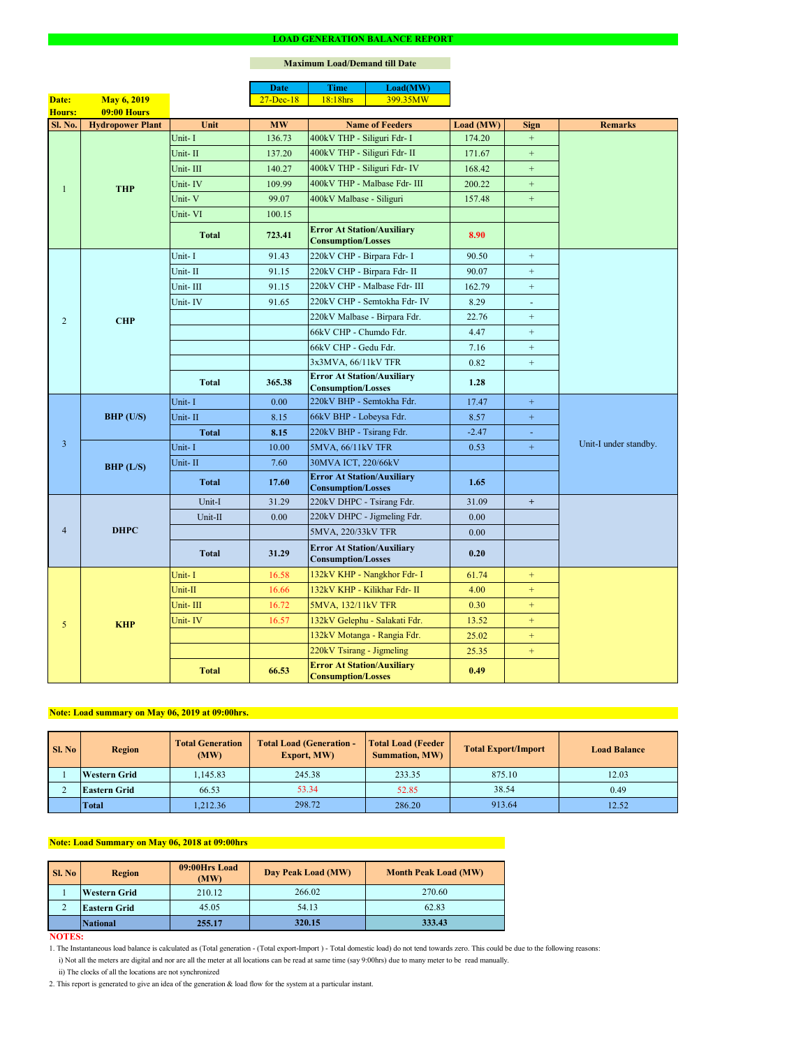# LOAD GENERATION BALANCE REPORT

**Maximum Load/Demand till Date**

| Date | Time | Load(MW) |
|---|---|---|
| 27-Dec-18 | 18:18hrs | 399.35MW |

**Date:** May 6, 2019
**Hours:** 09:00 Hours

| Sl. No. | Hydropower Plant | Unit | MW | Name of Feeders | Load (MW) | Sign | Remarks |
|---|---|---|---|---|---|---|---|
| 1 | THP | Unit- I | 136.73 | 400kV THP - Siliguri Fdr- I | 174.20 | + | |
| | | Unit- II | 137.20 | 400kV THP - Siliguri Fdr- II | 171.67 | + | |
| | | Unit- III | 140.27 | 400kV THP - Siliguri Fdr- IV | 168.42 | + | |
| | | Unit- IV | 109.99 | 400kV THP - Malbase Fdr- III | 200.22 | + | |
| | | Unit- V | 99.07 | 400kV Malbase - Siliguri | 157.48 | + | |
| | | Unit- VI | 100.15 | | | | |
| | | **Total** | **723.41** | **Error At Station/Auxiliary Consumption/Losses** | **8.90** | | |
| 2 | CHP | Unit- I | 91.43 | 220kV CHP - Birpara Fdr- I | 90.50 | + | |
| | | Unit- II | 91.15 | 220kV CHP - Birpara Fdr- II | 90.07 | + | |
| | | Unit- III | 91.15 | 220kV CHP - Malbase Fdr- III | 162.79 | + | |
| | | Unit- IV | 91.65 | 220kV CHP - Semtokha Fdr- IV | 8.29 | - | |
| | | | | 220kV Malbase - Birpara Fdr. | 22.76 | + | |
| | | | | 66kV CHP - Chumdo Fdr. | 4.47 | + | |
| | | | | 66kV CHP - Gedu Fdr. | 7.16 | + | |
| | | | | 3x3MVA, 66/11kV TFR | 0.82 | + | |
| | | **Total** | **365.38** | **Error At Station/Auxiliary Consumption/Losses** | **1.28** | | |
| 3 | BHP (U/S) | Unit- I | 0.00 | 220kV BHP - Semtokha Fdr. | 17.47 | + | Unit-I under standby. |
| | | Unit- II | 8.15 | 66kV BHP - Lobeysa Fdr. | 8.57 | + | |
| | | **Total** | **8.15** | 220kV BHP - Tsirang Fdr. | -2.47 | - | |
| | BHP (L/S) | Unit- I | 10.00 | 5MVA, 66/11kV TFR | 0.53 | + | |
| | | Unit- II | 7.60 | 30MVA ICT, 220/66kV | | | |
| | | **Total** | **17.60** | **Error At Station/Auxiliary Consumption/Losses** | **1.65** | | |
| 4 | DHPC | Unit-I | 31.29 | 220kV DHPC - Tsirang Fdr. | 31.09 | + | |
| | | Unit-II | 0.00 | 220kV DHPC - Jigmeling Fdr. | 0.00 | | |
| | | | | 5MVA, 220/33kV TFR | 0.00 | | |
| | | **Total** | **31.29** | **Error At Station/Auxiliary Consumption/Losses** | **0.20** | | |
| 5 | KHP | Unit- I | 16.58 | 132kV KHP - Nangkhor Fdr- I | 61.74 | + | |
| | | Unit-II | 16.66 | 132kV KHP - Kilikhar Fdr- II | 4.00 | + | |
| | | Unit- III | 16.72 | 5MVA, 132/11kV TFR | 0.30 | + | |
| | | Unit- IV | 16.57 | 132kV Gelephu - Salakati Fdr. | 13.52 | + | |
| | | | | 132kV Motanga - Rangia Fdr. | 25.02 | + | |
| | | | | 220kV Tsirang - Jigmeling | 25.35 | + | |
| | | **Total** | **66.53** | **Error At Station/Auxiliary Consumption/Losses** | **0.49** | | |

**Note: Load summary on May 06, 2019 at 09:00hrs.**

| Sl. No | Region | Total Generation (MW) | Total Load (Generation - Export, MW) | Total Load (Feeder Summation, MW) | Total Export/Import | Load Balance |
|---|---|---|---|---|---|---|
| 1 | Western Grid | 1,145.83 | 245.38 | 233.35 | 875.10 | 12.03 |
| 2 | Eastern Grid | 66.53 | 53.34 | 52.85 | 38.54 | 0.49 |
| | Total | 1,212.36 | 298.72 | 286.20 | 913.64 | 12.52 |

**Note: Load Summary on May 06, 2018 at 09:00hrs**

| Sl. No | Region | 09:00Hrs Load (MW) | Day Peak Load (MW) | Month Peak Load (MW) |
|---|---|---|---|---|
| 1 | Western Grid | 210.12 | 266.02 | 270.60 |
| 2 | Eastern Grid | 45.05 | 54.13 | 62.83 |
| | National | **255.17** | **320.15** | **333.43** |

**NOTES:**

1. The Instantaneous load balance is calculated as (Total generation - (Total export-Import ) - Total domestic load) do not tend towards zero. This could be due to the following reasons:
   i) Not all the meters are digital and nor are all the meter at all locations can be read at same time (say 9:00hrs) due to many meter to be read manually.
   ii) The clocks of all the locations are not synchronized
2. This report is generated to give an idea of the generation & load flow for the system at a particular instant.